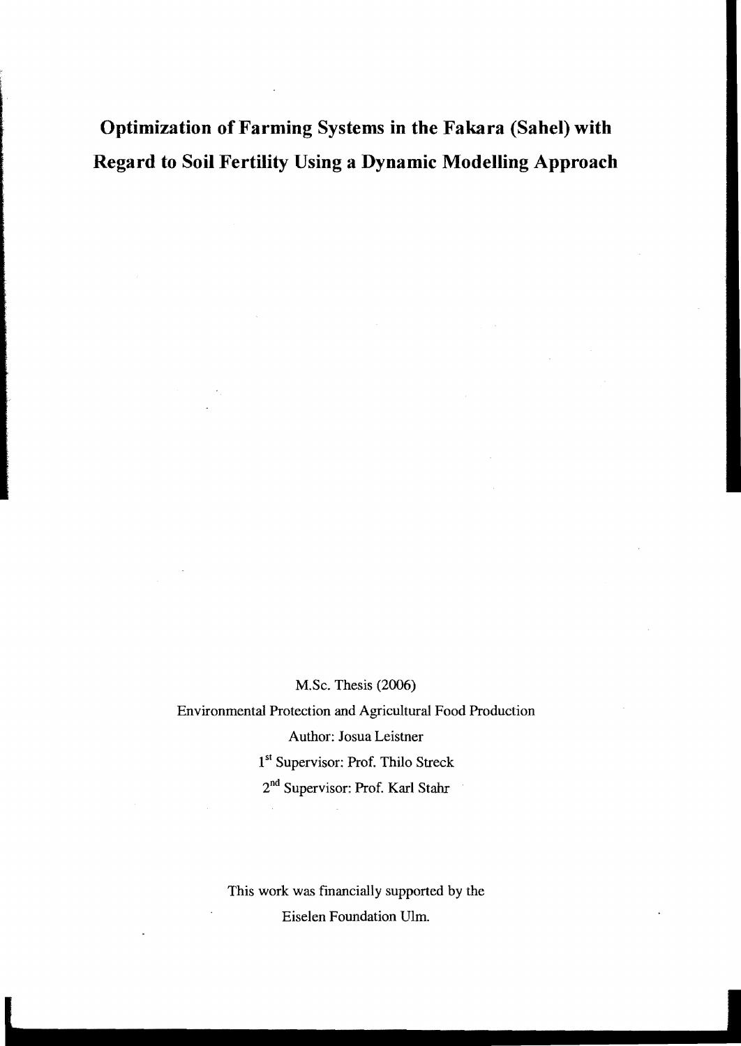# Optimization of Farming Systems in the Fakara (Sahel) with Regard to Soil Fertility Using a Dynamic Modelling Approach

M.Sc. Thesis (2006)

Environmental Protection and Agricultural Food Production

Author: Josua Leistner

1st Supervisor: Prof. Thilo Streck

2nd Supervisor: Prof. Karl Stahr

This work was financially supported by the Eiselen Foundation Ulm.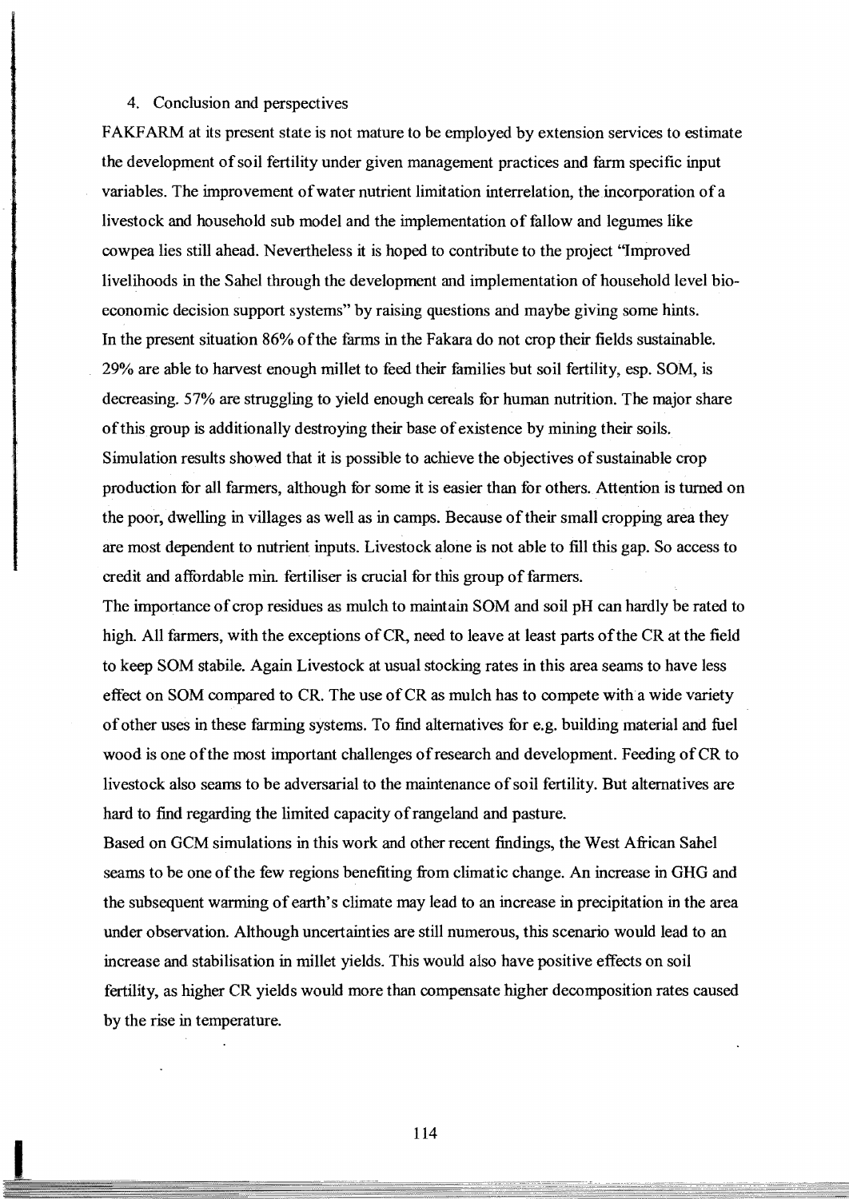## 4. Conclusion and perspectives

FAKFARM at its present state is not mature to be employed by extension services to estimate the development of soil fertility under given management practices and farm specific input variables. The improvement of water nutrient limitation interrelation, the incorporation of a livestock and household sub model and the implementation of fallow and legumes like cowpea lies still ahead. Nevertheless it is hoped to contribute to the project "Improved livelihoods in the Sahel through the development and implementation of household level bio-economic decision support systems" by raising questions and maybe giving some hints.
In the present situation 86% of the farms in the Fakara do not crop their fields sustainable. 29% are able to harvest enough millet to feed their families but soil fertility, esp. SOM, is decreasing. 57% are struggling to yield enough cereals for human nutrition. The major share of this group is additionally destroying their base of existence by mining their soils.
Simulation results showed that it is possible to achieve the objectives of sustainable crop production for all farmers, although for some it is easier than for others. Attention is turned on the poor, dwelling in villages as well as in camps. Because of their small cropping area they are most dependent to nutrient inputs. Livestock alone is not able to fill this gap. So access to credit and affordable min. fertiliser is crucial for this group of farmers.
The importance of crop residues as mulch to maintain SOM and soil pH can hardly be rated to high. All farmers, with the exceptions of CR, need to leave at least parts of the CR at the field to keep SOM stabile. Again Livestock at usual stocking rates in this area seams to have less effect on SOM compared to CR. The use of CR as mulch has to compete with a wide variety of other uses in these farming systems. To find alternatives for e.g. building material and fuel wood is one of the most important challenges of research and development. Feeding of CR to livestock also seams to be adversarial to the maintenance of soil fertility. But alternatives are hard to find regarding the limited capacity of rangeland and pasture.
Based on GCM simulations in this work and other recent findings, the West African Sahel seams to be one of the few regions benefiting from climatic change. An increase in GHG and the subsequent warming of earth's climate may lead to an increase in precipitation in the area under observation. Although uncertainties are still numerous, this scenario would lead to an increase and stabilisation in millet yields. This would also have positive effects on soil fertility, as higher CR yields would more than compensate higher decomposition rates caused by the rise in temperature.